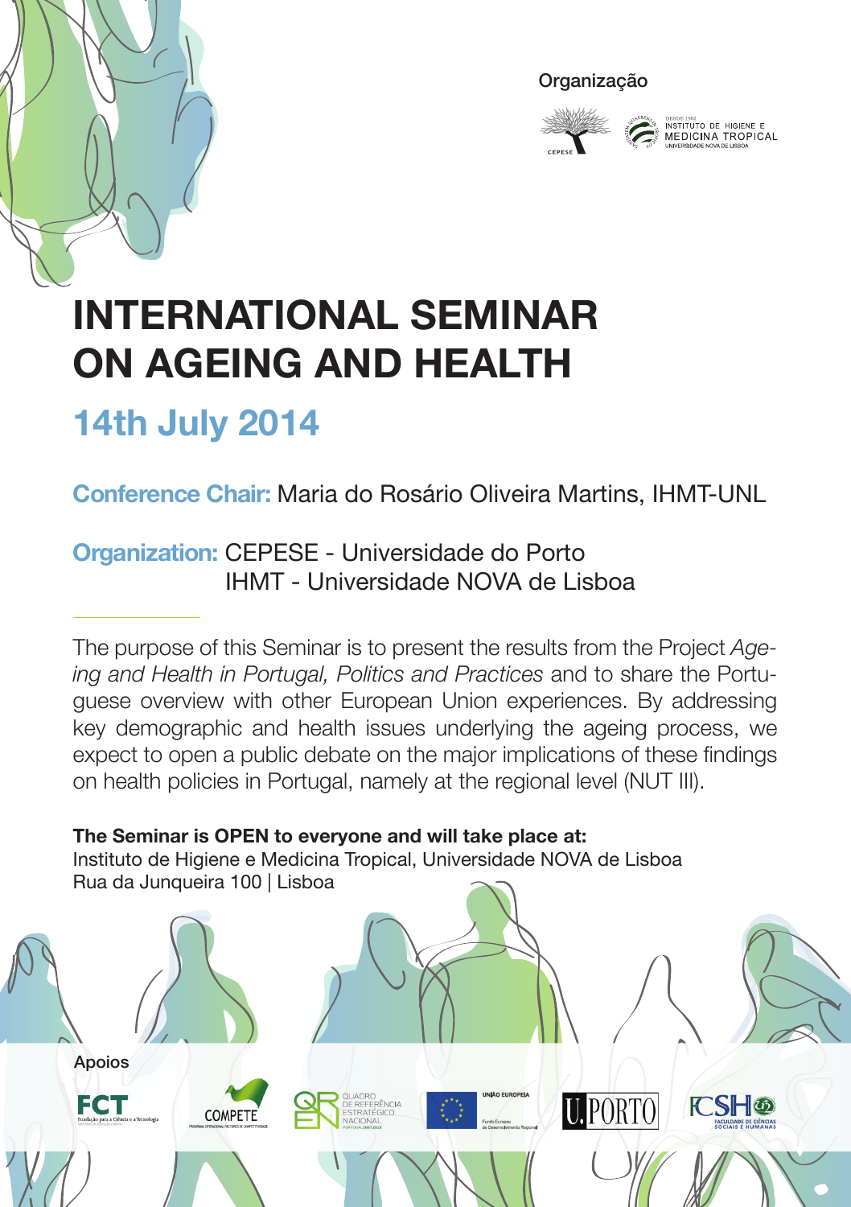Organização

CEPESE

DESDE 1902
INSTITUTO DE HIGIENE E MEDICINA TROPICAL
UNIVERSIDADE NOVA DE LISBOA

# INTERNATIONAL SEMINAR ON AGEING AND HEALTH

## 14th July 2014

**Conference Chair:** Maria do Rosário Oliveira Martins, IHMT-UNL

**Organization:** CEPESE - Universidade do Porto
IHMT - Universidade NOVA de Lisboa

---

The purpose of this Seminar is to present the results from the Project *Ageing and Health in Portugal, Politics and Practices* and to share the Portuguese overview with other European Union experiences. By addressing key demographic and health issues underlying the ageing process, we expect to open a public debate on the major implications of these findings on health policies in Portugal, namely at the regional level (NUT III).

**The Seminar is OPEN to everyone and will take place at:**
Instituto de Higiene e Medicina Tropical, Universidade NOVA de Lisboa
Rua da Junqueira 100 | Lisboa

Apoios

FCT Fundação para a Ciência e a Tecnologia

COMPETE

QREN Quadro de Referência Estratégico Nacional Portugal 2007.2013

União Europeia Fundo Europeu de Desenvolvimento Regional

U.PORTO

FCSH Faculdade de Ciências Sociais e Humanas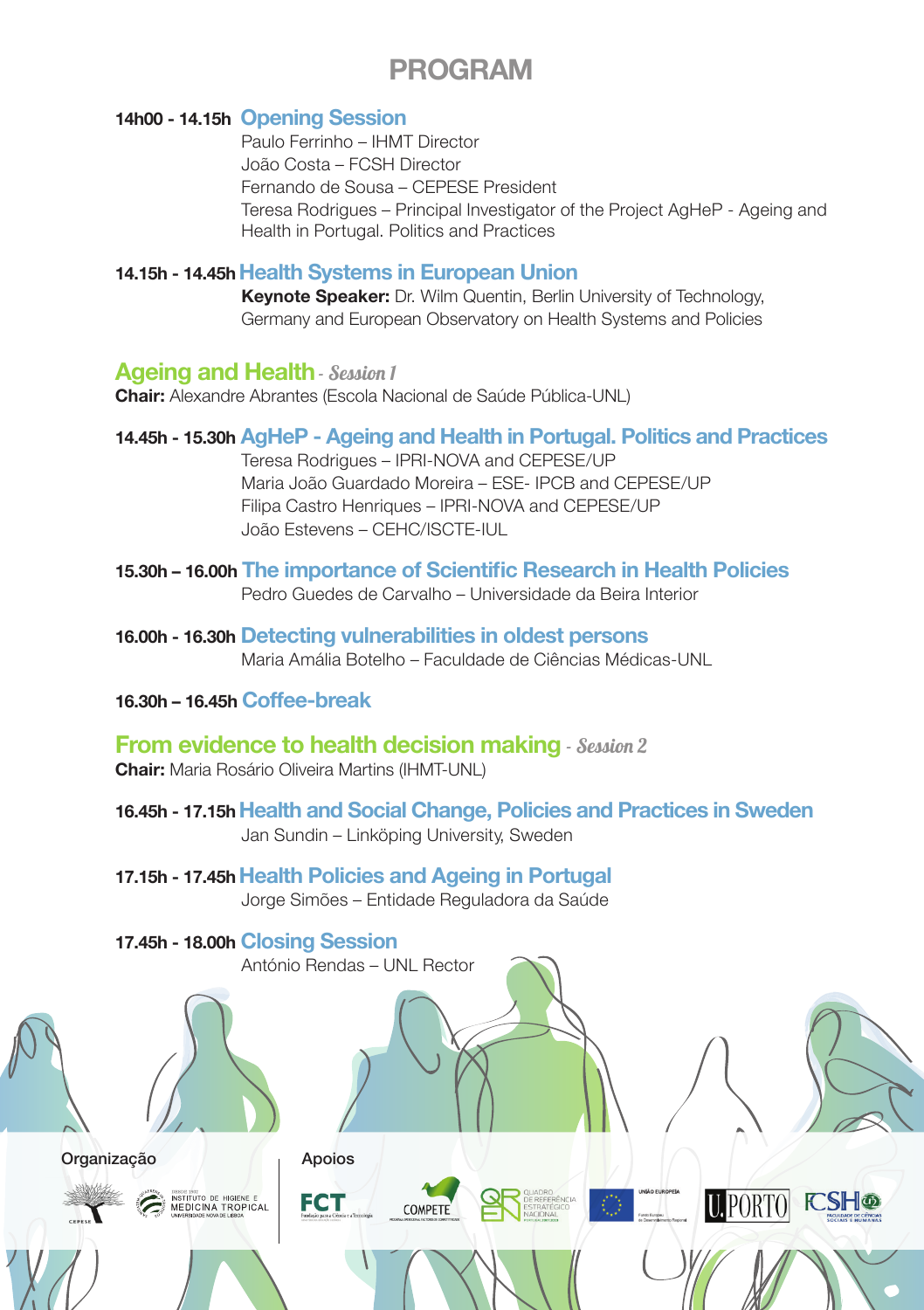# PROGRAM

**14h00 - 14.15h** **Opening Session**

Paulo Ferrinho – IHMT Director
João Costa – FCSH Director
Fernando de Sousa – CEPESE President
Teresa Rodrigues – Principal Investigator of the Project AgHeP - Ageing and Health in Portugal. Politics and Practices

**14.15h - 14.45h** **Health Systems in European Union**

**Keynote Speaker:** Dr. Wilm Quentin, Berlin University of Technology, Germany and European Observatory on Health Systems and Policies

## Ageing and Health - *Session 1*

**Chair:** Alexandre Abrantes (Escola Nacional de Saúde Pública-UNL)

**14.45h - 15.30h** **AgHeP - Ageing and Health in Portugal. Politics and Practices**

Teresa Rodrigues – IPRI-NOVA and CEPESE/UP
Maria João Guardado Moreira – ESE- IPCB and CEPESE/UP
Filipa Castro Henriques – IPRI-NOVA and CEPESE/UP
João Estevens – CEHC/ISCTE-IUL

**15.30h – 16.00h** **The importance of Scientific Research in Health Policies**

Pedro Guedes de Carvalho – Universidade da Beira Interior

**16.00h - 16.30h** **Detecting vulnerabilities in oldest persons**

Maria Amália Botelho – Faculdade de Ciências Médicas-UNL

**16.30h – 16.45h** **Coffee-break**

## From evidence to health decision making - *Session 2*

**Chair:** Maria Rosário Oliveira Martins (IHMT-UNL)

**16.45h - 17.15h** **Health and Social Change, Policies and Practices in Sweden**

Jan Sundin – Linköping University, Sweden

**17.15h - 17.45h** **Health Policies and Ageing in Portugal**

Jorge Simões – Entidade Reguladora da Saúde

**17.45h - 18.00h** **Closing Session**

António Rendas – UNL Rector

Organização

Apoios